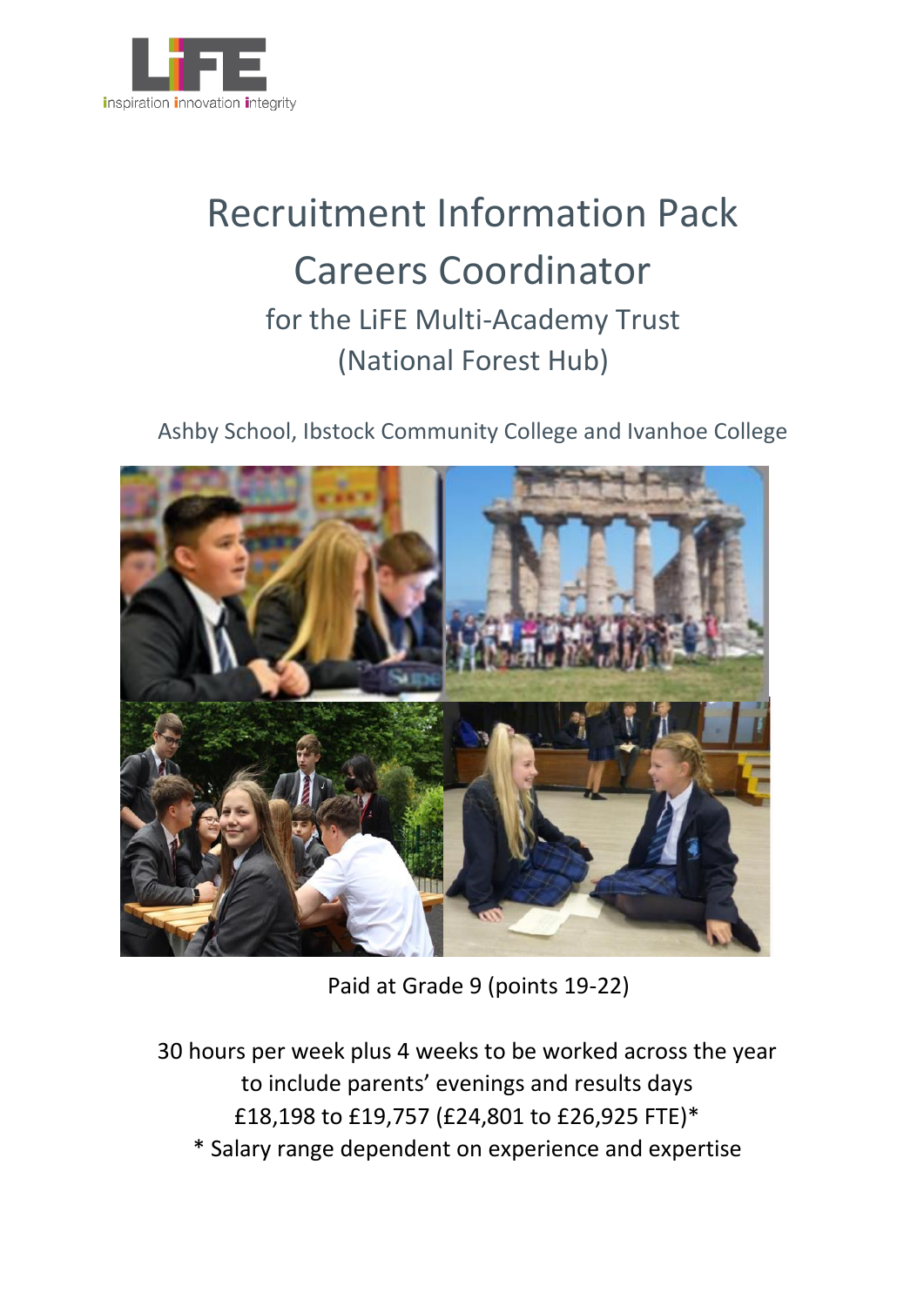LiFE

inspiration innovation integrity

# Recruitment Information Pack

# Careers Coordinator

## for the LiFE Multi-Academy Trust (National Forest Hub)

Ashby School, Ibstock Community College and Ivanhoe College

Paid at Grade 9 (points 19-22)

30 hours per week plus 4 weeks to be worked across the year to include parents' evenings and results days

£18,198 to £19,757 (£24,801 to £26,925 FTE)*

* Salary range dependent on experience and expertise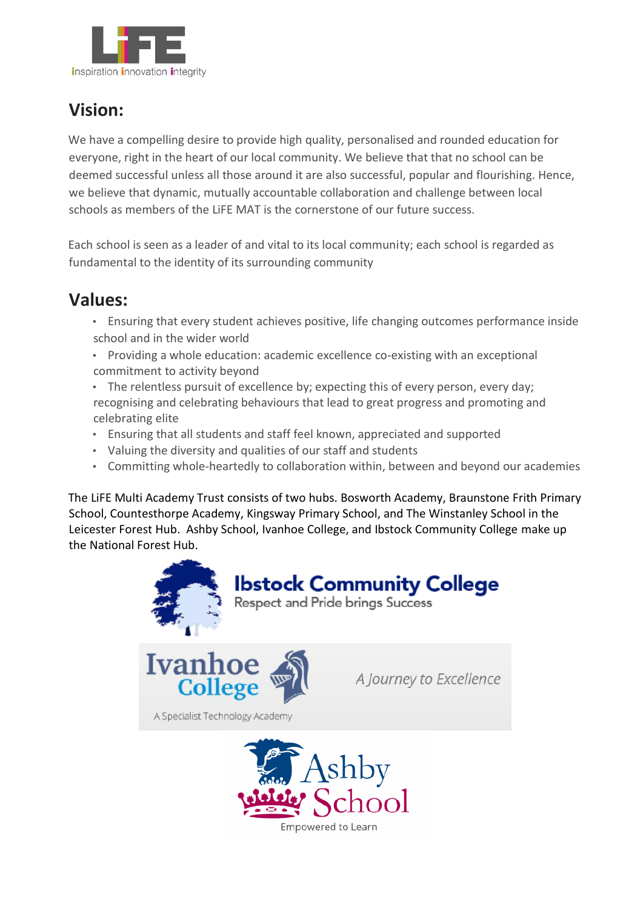## Vision:

We have a compelling desire to provide high quality, personalised and rounded education for everyone, right in the heart of our local community. We believe that that no school can be deemed successful unless all those around it are also successful, popular and flourishing. Hence, we believe that dynamic, mutually accountable collaboration and challenge between local schools as members of the LiFE MAT is the cornerstone of our future success.

Each school is seen as a leader of and vital to its local community; each school is regarded as fundamental to the identity of its surrounding community

## Values:

- Ensuring that every student achieves positive, life changing outcomes performance inside school and in the wider world
- Providing a whole education: academic excellence co-existing with an exceptional commitment to activity beyond
- The relentless pursuit of excellence by; expecting this of every person, every day; recognising and celebrating behaviours that lead to great progress and promoting and celebrating elite
- Ensuring that all students and staff feel known, appreciated and supported
- Valuing the diversity and qualities of our staff and students
- Committing whole-heartedly to collaboration within, between and beyond our academies

The LiFE Multi Academy Trust consists of two hubs. Bosworth Academy, Braunstone Frith Primary School, Countesthorpe Academy, Kingsway Primary School, and The Winstanley School in the Leicester Forest Hub. Ashby School, Ivanhoe College, and Ibstock Community College make up the National Forest Hub.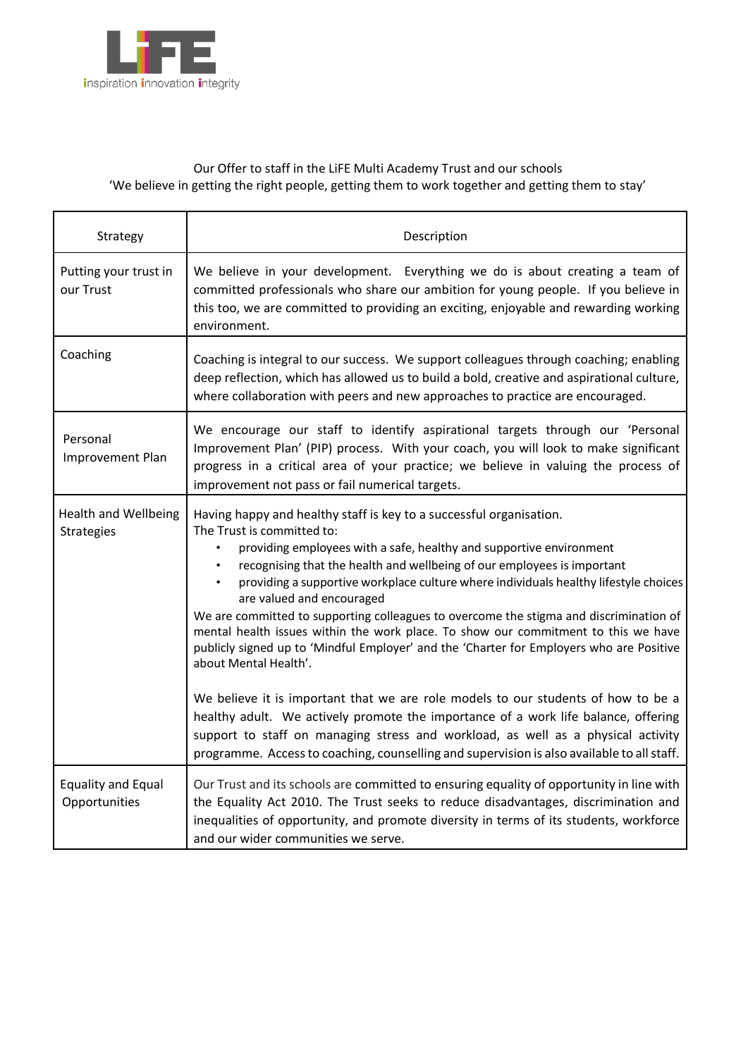Our Offer to staff in the LiFE Multi Academy Trust and our schools

'We believe in getting the right people, getting them to work together and getting them to stay'

| Strategy | Description |
|---|---|
| Putting your trust in our Trust | We believe in your development. Everything we do is about creating a team of committed professionals who share our ambition for young people. If you believe in this too, we are committed to providing an exciting, enjoyable and rewarding working environment. |
| Coaching | Coaching is integral to our success. We support colleagues through coaching; enabling deep reflection, which has allowed us to build a bold, creative and aspirational culture, where collaboration with peers and new approaches to practice are encouraged. |
| Personal Improvement Plan | We encourage our staff to identify aspirational targets through our 'Personal Improvement Plan' (PIP) process. With your coach, you will look to make significant progress in a critical area of your practice; we believe in valuing the process of improvement not pass or fail numerical targets. |
| Health and Wellbeing Strategies | Having happy and healthy staff is key to a successful organisation.<br>The Trust is committed to:<br>• providing employees with a safe, healthy and supportive environment<br>• recognising that the health and wellbeing of our employees is important<br>• providing a supportive workplace culture where individuals healthy lifestyle choices are valued and encouraged<br>We are committed to supporting colleagues to overcome the stigma and discrimination of mental health issues within the work place. To show our commitment to this we have publicly signed up to 'Mindful Employer' and the 'Charter for Employers who are Positive about Mental Health'.<br><br>We believe it is important that we are role models to our students of how to be a healthy adult. We actively promote the importance of a work life balance, offering support to staff on managing stress and workload, as well as a physical activity programme. Access to coaching, counselling and supervision is also available to all staff. |
| Equality and Equal Opportunities | Our Trust and its schools are committed to ensuring equality of opportunity in line with the Equality Act 2010. The Trust seeks to reduce disadvantages, discrimination and inequalities of opportunity, and promote diversity in terms of its students, workforce and our wider communities we serve. |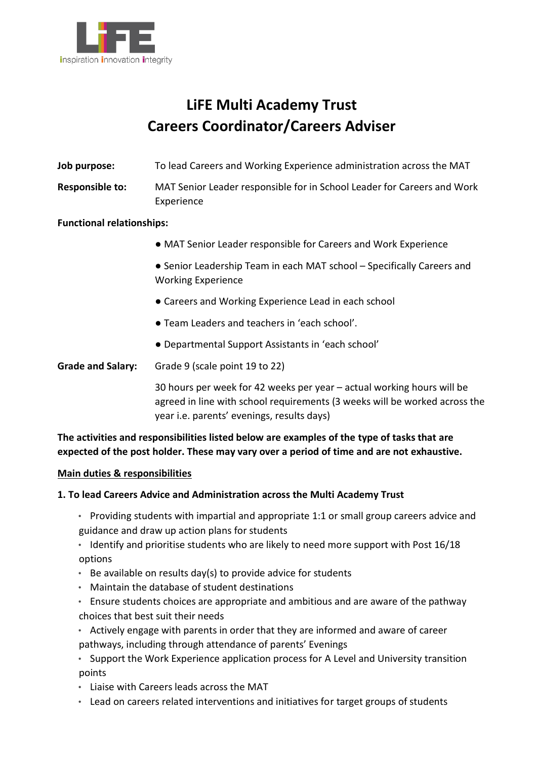# LiFE Multi Academy Trust
# Careers Coordinator/Careers Adviser

**Job purpose:** To lead Careers and Working Experience administration across the MAT

**Responsible to:** MAT Senior Leader responsible for in School Leader for Careers and Work Experience

**Functional relationships:**

- MAT Senior Leader responsible for Careers and Work Experience
- Senior Leadership Team in each MAT school – Specifically Careers and Working Experience
- Careers and Working Experience Lead in each school
- Team Leaders and teachers in 'each school'.
- Departmental Support Assistants in 'each school'

**Grade and Salary:** Grade 9 (scale point 19 to 22)

30 hours per week for 42 weeks per year – actual working hours will be agreed in line with school requirements (3 weeks will be worked across the year i.e. parents' evenings, results days)

**The activities and responsibilities listed below are examples of the type of tasks that are expected of the post holder. These may vary over a period of time and are not exhaustive.**

**Main duties & responsibilities**

**1. To lead Careers Advice and Administration across the Multi Academy Trust**

- Providing students with impartial and appropriate 1:1 or small group careers advice and guidance and draw up action plans for students
- Identify and prioritise students who are likely to need more support with Post 16/18 options
- Be available on results day(s) to provide advice for students
- Maintain the database of student destinations
- Ensure students choices are appropriate and ambitious and are aware of the pathway choices that best suit their needs
- Actively engage with parents in order that they are informed and aware of career pathways, including through attendance of parents' Evenings
- Support the Work Experience application process for A Level and University transition points
- Liaise with Careers leads across the MAT
- Lead on careers related interventions and initiatives for target groups of students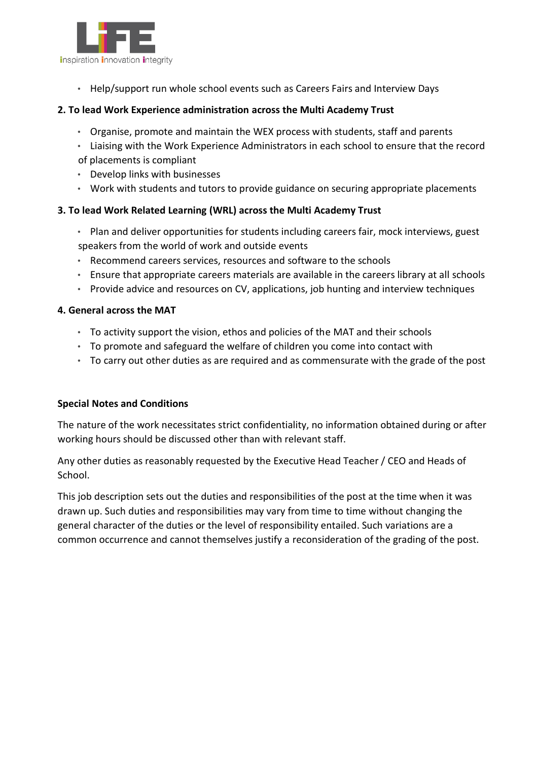- Help/support run whole school events such as Careers Fairs and Interview Days

**2. To lead Work Experience administration across the Multi Academy Trust**

- Organise, promote and maintain the WEX process with students, staff and parents
- Liaising with the Work Experience Administrators in each school to ensure that the record of placements is compliant
- Develop links with businesses
- Work with students and tutors to provide guidance on securing appropriate placements

**3. To lead Work Related Learning (WRL) across the Multi Academy Trust**

- Plan and deliver opportunities for students including careers fair, mock interviews, guest speakers from the world of work and outside events
- Recommend careers services, resources and software to the schools
- Ensure that appropriate careers materials are available in the careers library at all schools
- Provide advice and resources on CV, applications, job hunting and interview techniques

**4. General across the MAT**

- To activity support the vision, ethos and policies of the MAT and their schools
- To promote and safeguard the welfare of children you come into contact with
- To carry out other duties as are required and as commensurate with the grade of the post

**Special Notes and Conditions**

The nature of the work necessitates strict confidentiality, no information obtained during or after working hours should be discussed other than with relevant staff.

Any other duties as reasonably requested by the Executive Head Teacher / CEO and Heads of School.

This job description sets out the duties and responsibilities of the post at the time when it was drawn up. Such duties and responsibilities may vary from time to time without changing the general character of the duties or the level of responsibility entailed. Such variations are a common occurrence and cannot themselves justify a reconsideration of the grading of the post.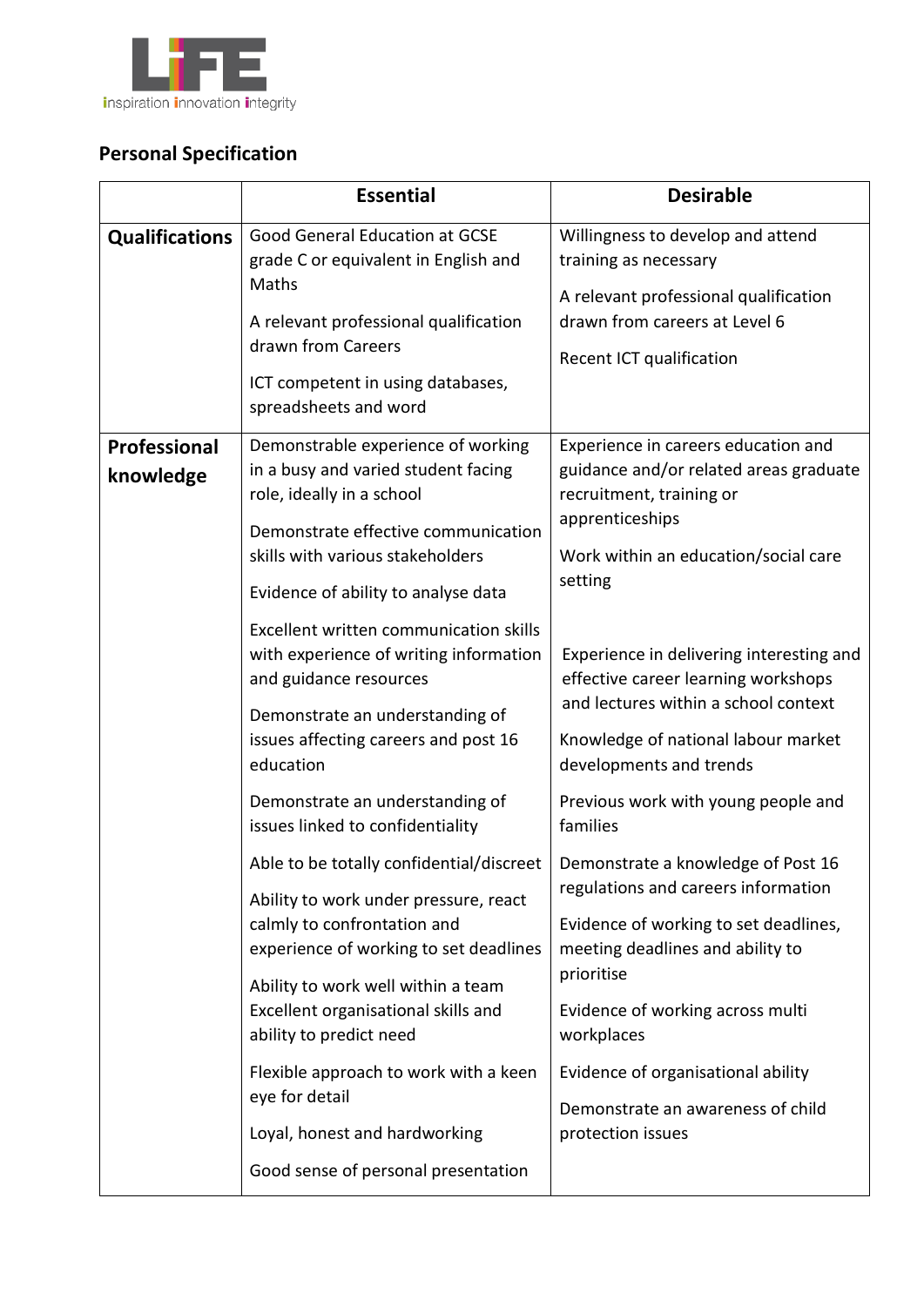LiFE
inspiration innovation integrity

## Personal Specification

| | Essential | Desirable |
|---|---|---|
| **Qualifications** | Good General Education at GCSE grade C or equivalent in English and Maths<br><br>A relevant professional qualification drawn from Careers<br><br>ICT competent in using databases, spreadsheets and word | Willingness to develop and attend training as necessary<br><br>A relevant professional qualification drawn from careers at Level 6<br><br>Recent ICT qualification |
| **Professional knowledge** | Demonstrable experience of working in a busy and varied student facing role, ideally in a school<br><br>Demonstrate effective communication skills with various stakeholders<br><br>Evidence of ability to analyse data<br><br>Excellent written communication skills with experience of writing information and guidance resources<br><br>Demonstrate an understanding of issues affecting careers and post 16 education<br><br>Demonstrate an understanding of issues linked to confidentiality<br><br>Able to be totally confidential/discreet<br><br>Ability to work under pressure, react calmly to confrontation and experience of working to set deadlines<br><br>Ability to work well within a team Excellent organisational skills and ability to predict need<br><br>Flexible approach to work with a keen eye for detail<br><br>Loyal, honest and hardworking<br><br>Good sense of personal presentation | Experience in careers education and guidance and/or related areas graduate recruitment, training or apprenticeships<br><br>Work within an education/social care setting<br><br>Experience in delivering interesting and effective career learning workshops and lectures within a school context<br><br>Knowledge of national labour market developments and trends<br><br>Previous work with young people and families<br><br>Demonstrate a knowledge of Post 16 regulations and careers information<br><br>Evidence of working to set deadlines, meeting deadlines and ability to prioritise<br><br>Evidence of working across multi workplaces<br><br>Evidence of organisational ability<br><br>Demonstrate an awareness of child protection issues |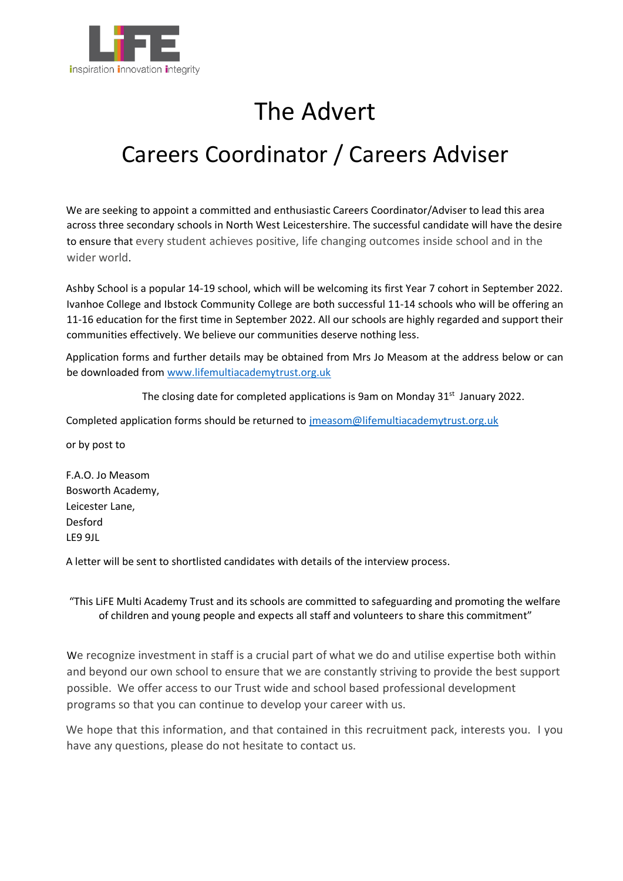LiFE
inspiration innovation integrity

# The Advert

## Careers Coordinator / Careers Adviser

We are seeking to appoint a committed and enthusiastic Careers Coordinator/Adviser to lead this area across three secondary schools in North West Leicestershire. The successful candidate will have the desire to ensure that every student achieves positive, life changing outcomes inside school and in the wider world.

Ashby School is a popular 14-19 school, which will be welcoming its first Year 7 cohort in September 2022. Ivanhoe College and Ibstock Community College are both successful 11-14 schools who will be offering an 11-16 education for the first time in September 2022. All our schools are highly regarded and support their communities effectively. We believe our communities deserve nothing less.

Application forms and further details may be obtained from Mrs Jo Measom at the address below or can be downloaded from www.lifemultiacademytrust.org.uk

The closing date for completed applications is 9am on Monday 31st January 2022.

Completed application forms should be returned to jmeasom@lifemultiacademytrust.org.uk

or by post to

F.A.O. Jo Measom
Bosworth Academy,
Leicester Lane,
Desford
LE9 9JL

A letter will be sent to shortlisted candidates with details of the interview process.

"This LiFE Multi Academy Trust and its schools are committed to safeguarding and promoting the welfare of children and young people and expects all staff and volunteers to share this commitment"

We recognize investment in staff is a crucial part of what we do and utilise expertise both within and beyond our own school to ensure that we are constantly striving to provide the best support possible. We offer access to our Trust wide and school based professional development programs so that you can continue to develop your career with us.

We hope that this information, and that contained in this recruitment pack, interests you. I you have any questions, please do not hesitate to contact us.